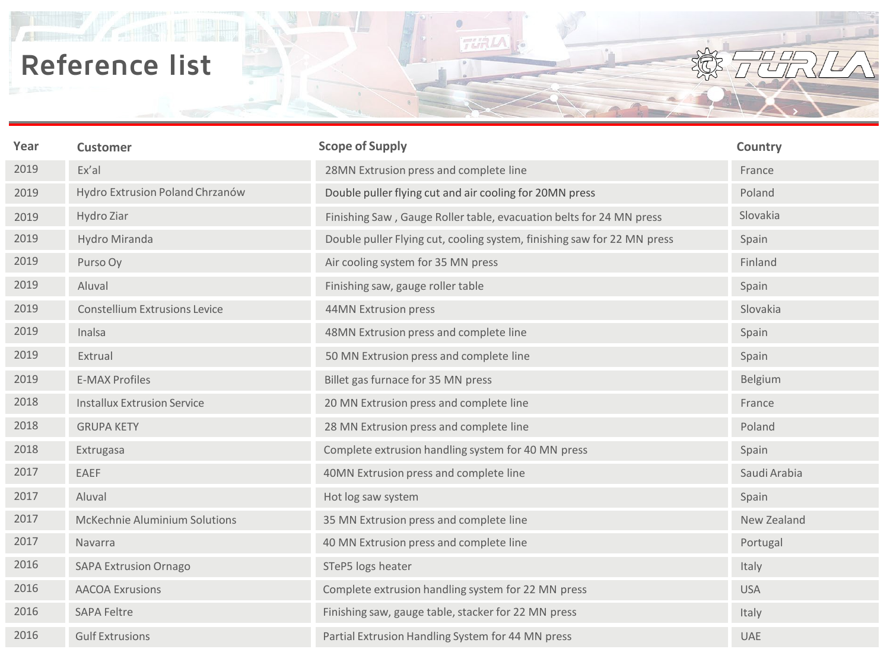# Reference list

| Year | Customer | Scope of Supply | Country |
|---|---|---|---|
| 2019 | Ex'al | 28MN Extrusion press and complete line | France |
| 2019 | Hydro Extrusion Poland Chrzanów | Double puller flying cut and air cooling for 20MN press | Poland |
| 2019 | Hydro Ziar | Finishing Saw , Gauge Roller table, evacuation belts for 24 MN press | Slovakia |
| 2019 | Hydro Miranda | Double puller Flying cut, cooling system, finishing saw for 22 MN press | Spain |
| 2019 | Purso Oy | Air cooling system for 35 MN press | Finland |
| 2019 | Aluval | Finishing saw, gauge roller table | Spain |
| 2019 | Constellium Extrusions Levice | 44MN Extrusion press | Slovakia |
| 2019 | Inalsa | 48MN Extrusion press and complete line | Spain |
| 2019 | Extrual | 50 MN Extrusion press and complete line | Spain |
| 2019 | E-MAX Profiles | Billet gas furnace for 35 MN press | Belgium |
| 2018 | Installux Extrusion Service | 20 MN Extrusion press and complete line | France |
| 2018 | GRUPA KETY | 28 MN Extrusion press and complete line | Poland |
| 2018 | Extrugasa | Complete extrusion handling system for 40 MN press | Spain |
| 2017 | EAEF | 40MN Extrusion press and complete line | Saudi Arabia |
| 2017 | Aluval | Hot log saw system | Spain |
| 2017 | McKechnie Aluminium Solutions | 35 MN Extrusion press and complete line | New Zealand |
| 2017 | Navarra | 40 MN Extrusion press and complete line | Portugal |
| 2016 | SAPA Extrusion Ornago | STeP5 logs heater | Italy |
| 2016 | AACOA Exrusions | Complete extrusion handling system for 22 MN press | USA |
| 2016 | SAPA Feltre | Finishing saw, gauge table, stacker for 22 MN press | Italy |
| 2016 | Gulf Extrusions | Partial Extrusion Handling System for 44 MN press | UAE |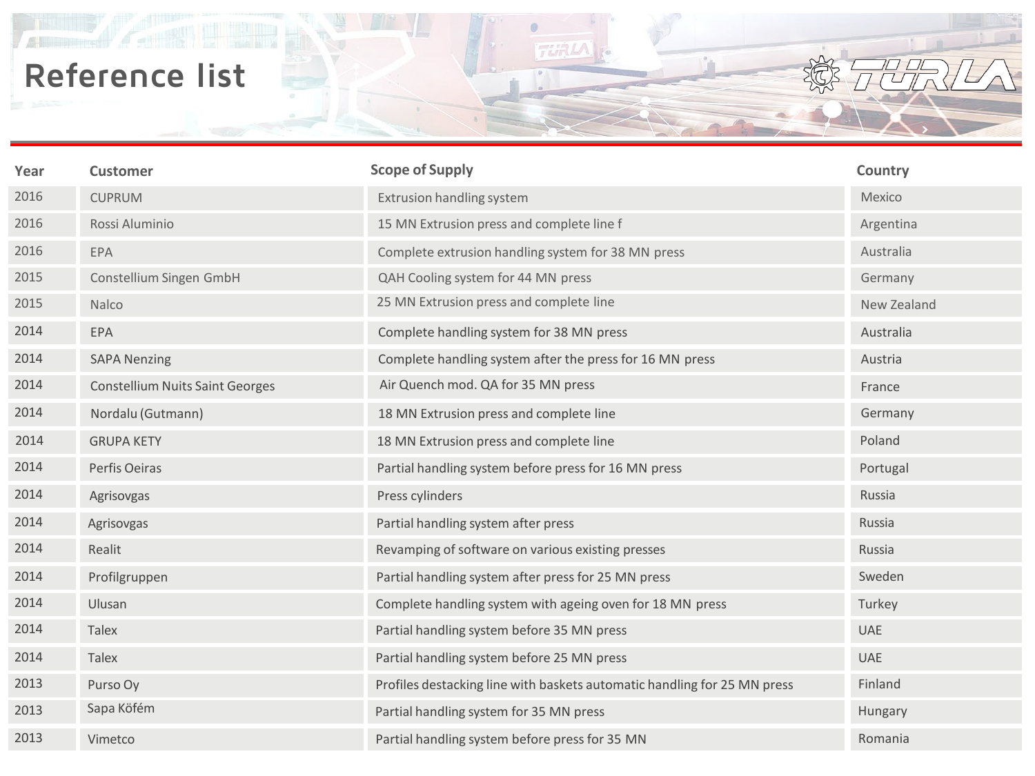# Reference list

| Year | Customer | Scope of Supply | Country |
|---|---|---|---|
| 2016 | CUPRUM | Extrusion handling system | Mexico |
| 2016 | Rossi Aluminio | 15 MN Extrusion press and complete line f | Argentina |
| 2016 | EPA | Complete extrusion handling system for 38 MN press | Australia |
| 2015 | Constellium Singen GmbH | QAH Cooling system for 44 MN press | Germany |
| 2015 | Nalco | 25 MN Extrusion press and complete line | New Zealand |
| 2014 | EPA | Complete handling system for 38 MN press | Australia |
| 2014 | SAPA Nenzing | Complete handling system after the press for 16 MN press | Austria |
| 2014 | Constellium Nuits Saint Georges | Air Quench mod. QA for 35 MN press | France |
| 2014 | Nordalu (Gutmann) | 18 MN Extrusion press and complete line | Germany |
| 2014 | GRUPA KETY | 18 MN Extrusion press and complete line | Poland |
| 2014 | Perfis Oeiras | Partial handling system before press for 16 MN press | Portugal |
| 2014 | Agrisovgas | Press cylinders | Russia |
| 2014 | Agrisovgas | Partial handling system after press | Russia |
| 2014 | Realit | Revamping of software on various existing presses | Russia |
| 2014 | Profilgruppen | Partial handling system after press for 25 MN press | Sweden |
| 2014 | Ulusan | Complete handling system with ageing oven for 18 MN press | Turkey |
| 2014 | Talex | Partial handling system before 35 MN press | UAE |
| 2014 | Talex | Partial handling system before 25 MN press | UAE |
| 2013 | Purso Oy | Profiles destacking line with baskets automatic handling for 25 MN press | Finland |
| 2013 | Sapa Köfém | Partial handling system for 35 MN press | Hungary |
| 2013 | Vimetco | Partial handling system before press for 35 MN | Romania |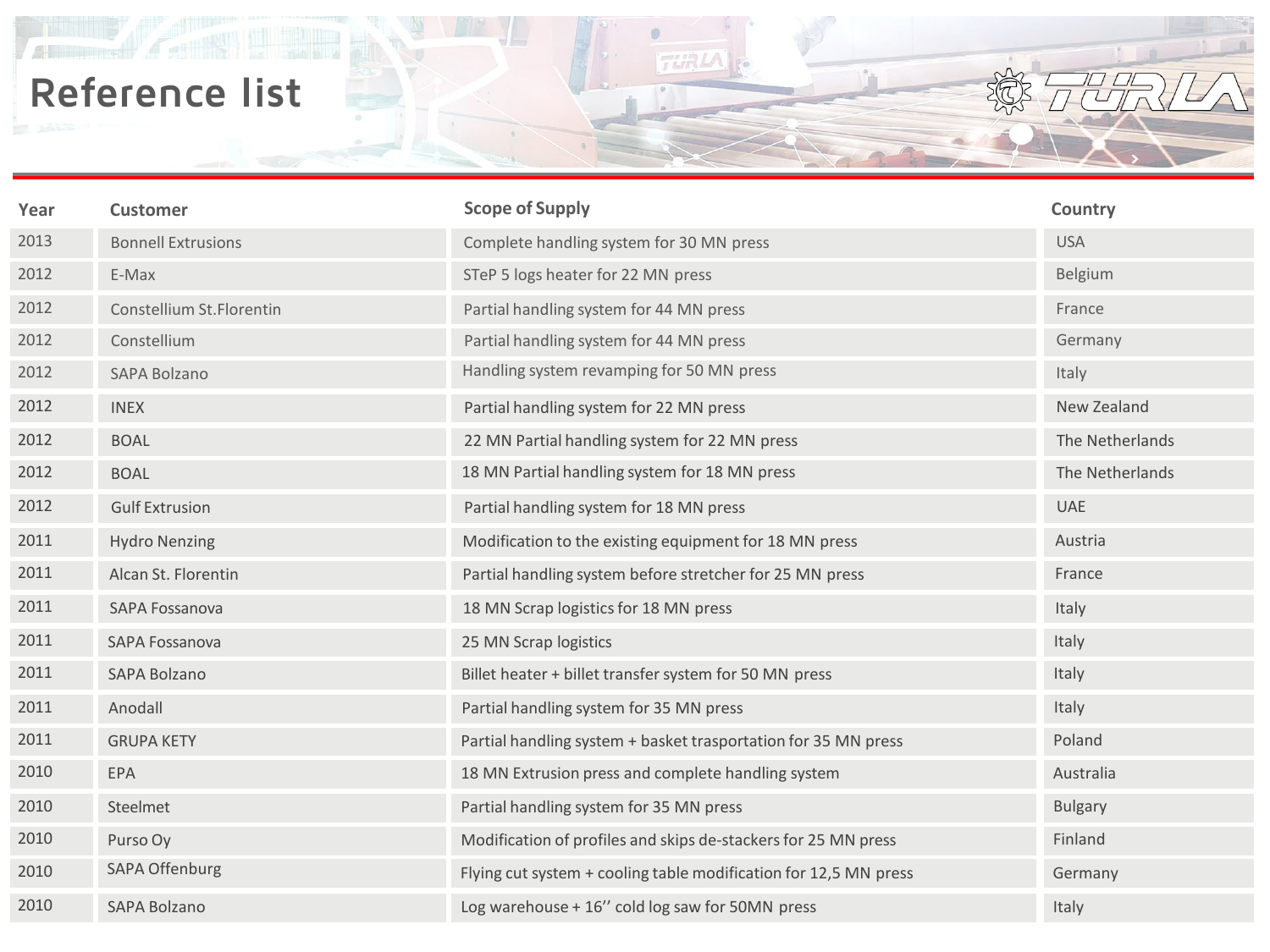# Reference list

| Year | Customer | Scope of Supply | Country |
|---|---|---|---|
| 2013 | Bonnell Extrusions | Complete handling system for 30 MN press | USA |
| 2012 | E-Max | STeP 5 logs heater for 22 MN press | Belgium |
| 2012 | Constellium St.Florentin | Partial handling system for 44 MN press | France |
| 2012 | Constellium | Partial handling system for 44 MN press | Germany |
| 2012 | SAPA Bolzano | Handling system revamping for 50 MN press | Italy |
| 2012 | INEX | Partial handling system for 22 MN press | New Zealand |
| 2012 | BOAL | 22 MN Partial handling system for 22 MN press | The Netherlands |
| 2012 | BOAL | 18 MN Partial handling system for 18 MN press | The Netherlands |
| 2012 | Gulf Extrusion | Partial handling system for 18 MN press | UAE |
| 2011 | Hydro Nenzing | Modification to the existing equipment for 18 MN press | Austria |
| 2011 | Alcan St. Florentin | Partial handling system before stretcher for 25 MN press | France |
| 2011 | SAPA Fossanova | 18 MN Scrap logistics for 18 MN press | Italy |
| 2011 | SAPA Fossanova | 25 MN Scrap logistics | Italy |
| 2011 | SAPA Bolzano | Billet heater + billet transfer system for 50 MN press | Italy |
| 2011 | Anodall | Partial handling system for 35 MN press | Italy |
| 2011 | GRUPA KETY | Partial handling system + basket trasportation for 35 MN press | Poland |
| 2010 | EPA | 18 MN Extrusion press and complete handling system | Australia |
| 2010 | Steelmet | Partial handling system for 35 MN press | Bulgary |
| 2010 | Purso Oy | Modification of profiles and skips de-stackers for 25 MN press | Finland |
| 2010 | SAPA Offenburg | Flying cut system + cooling table modification for 12,5 MN press | Germany |
| 2010 | SAPA Bolzano | Log warehouse + 16'' cold log saw for 50MN press | Italy |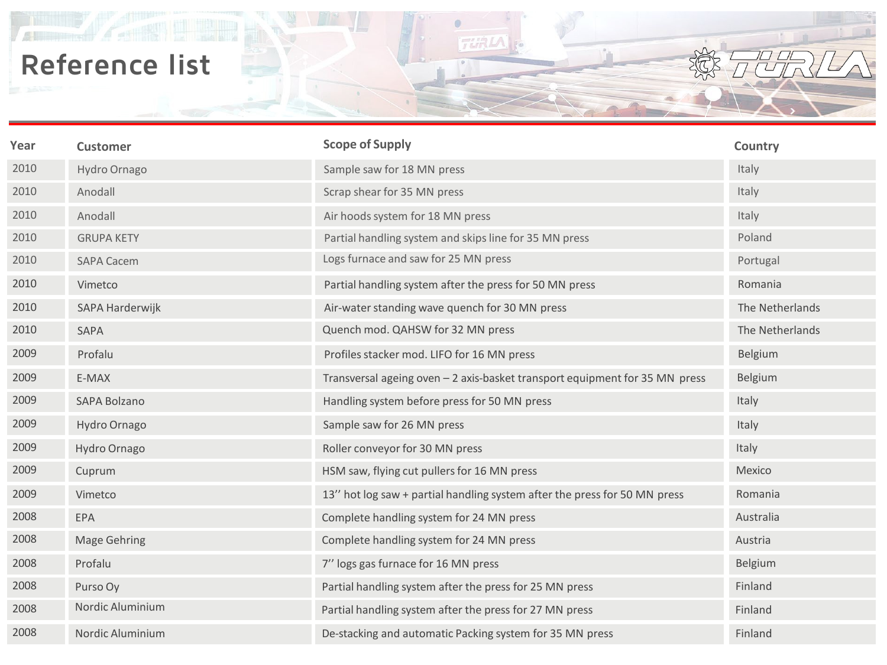# Reference list

| Year | Customer | Scope of Supply | Country |
|---|---|---|---|
| 2010 | Hydro Ornago | Sample saw for 18 MN press | Italy |
| 2010 | Anodall | Scrap shear for 35 MN press | Italy |
| 2010 | Anodall | Air hoods system for 18 MN press | Italy |
| 2010 | GRUPA KETY | Partial handling system and skips line for 35 MN press | Poland |
| 2010 | SAPA Cacem | Logs furnace and saw for 25 MN press | Portugal |
| 2010 | Vimetco | Partial handling system after the press for 50 MN press | Romania |
| 2010 | SAPA Harderwijk | Air-water standing wave quench for 30 MN press | The Netherlands |
| 2010 | SAPA | Quench mod. QAHSW for 32 MN press | The Netherlands |
| 2009 | Profalu | Profiles stacker mod. LIFO for 16 MN press | Belgium |
| 2009 | E-MAX | Transversal ageing oven – 2 axis-basket transport equipment for 35 MN press | Belgium |
| 2009 | SAPA Bolzano | Handling system before press for 50 MN press | Italy |
| 2009 | Hydro Ornago | Sample saw for 26 MN press | Italy |
| 2009 | Hydro Ornago | Roller conveyor for 30 MN press | Italy |
| 2009 | Cuprum | HSM saw, flying cut pullers for 16 MN press | Mexico |
| 2009 | Vimetco | 13'' hot log saw + partial handling system after the press for 50 MN press | Romania |
| 2008 | EPA | Complete handling system for 24 MN press | Australia |
| 2008 | Mage Gehring | Complete handling system for 24 MN press | Austria |
| 2008 | Profalu | 7'' logs gas furnace for 16 MN press | Belgium |
| 2008 | Purso Oy | Partial handling system after the press for 25 MN press | Finland |
| 2008 | Nordic Aluminium | Partial handling system after the press for 27 MN press | Finland |
| 2008 | Nordic Aluminium | De-stacking and automatic Packing system for 35 MN press | Finland |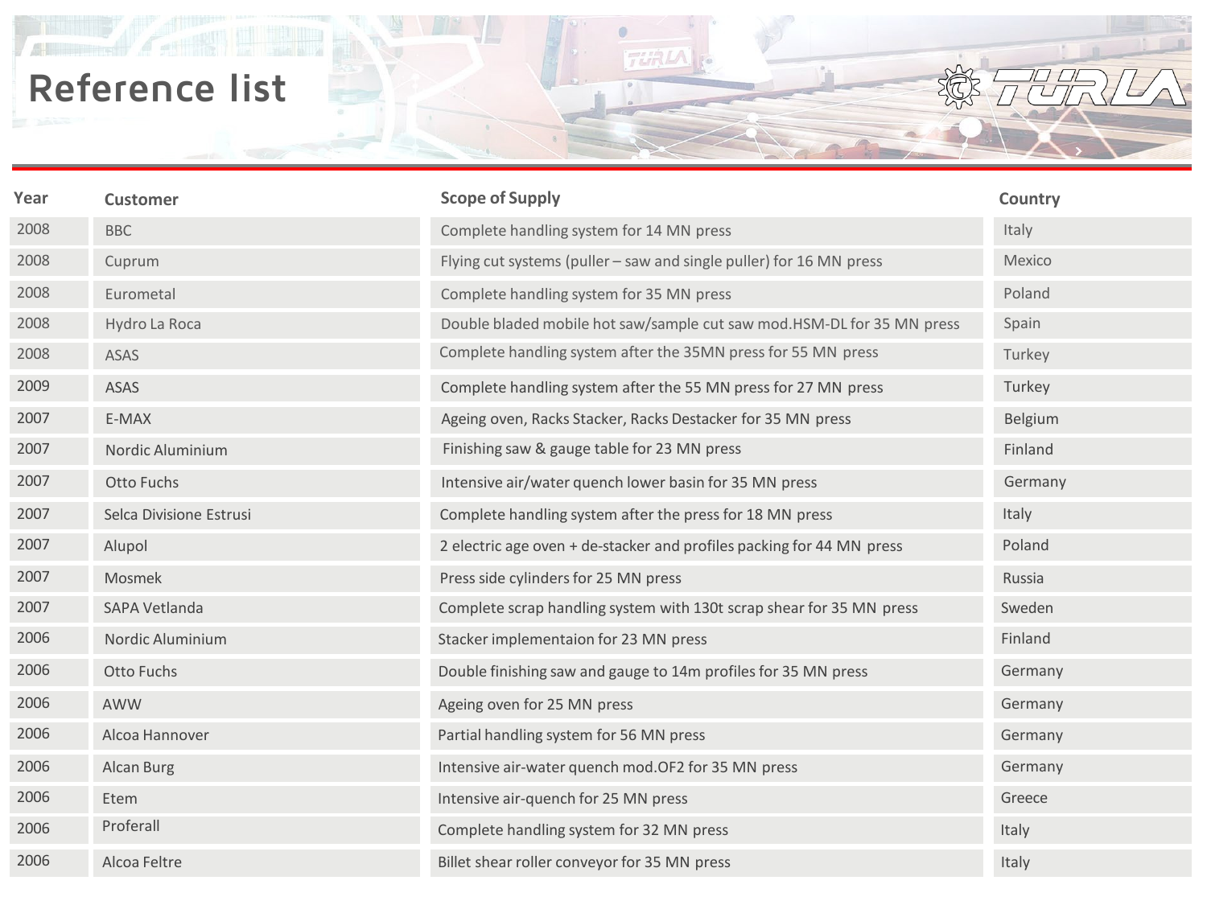# Reference list

| Year | Customer | Scope of Supply | Country |
|---|---|---|---|
| 2008 | BBC | Complete handling system for 14 MN press | Italy |
| 2008 | Cuprum | Flying cut systems (puller – saw and single puller) for 16 MN press | Mexico |
| 2008 | Eurometal | Complete handling system for 35 MN press | Poland |
| 2008 | Hydro La Roca | Double bladed mobile hot saw/sample cut saw mod.HSM-DL for 35 MN press | Spain |
| 2008 | ASAS | Complete handling system after the 35MN press for 55 MN press | Turkey |
| 2009 | ASAS | Complete handling system after the 55 MN press for 27 MN press | Turkey |
| 2007 | E-MAX | Ageing oven, Racks Stacker, Racks Destacker for 35 MN press | Belgium |
| 2007 | Nordic Aluminium | Finishing saw & gauge table for 23 MN press | Finland |
| 2007 | Otto Fuchs | Intensive air/water quench lower basin for 35 MN press | Germany |
| 2007 | Selca Divisione Estrusi | Complete handling system after the press for 18 MN press | Italy |
| 2007 | Alupol | 2 electric age oven + de-stacker and profiles packing for 44 MN press | Poland |
| 2007 | Mosmek | Press side cylinders for 25 MN press | Russia |
| 2007 | SAPA Vetlanda | Complete scrap handling system with 130t scrap shear for 35 MN press | Sweden |
| 2006 | Nordic Aluminium | Stacker implementaion for 23 MN press | Finland |
| 2006 | Otto Fuchs | Double finishing saw and gauge to 14m profiles for 35 MN press | Germany |
| 2006 | AWW | Ageing oven for 25 MN press | Germany |
| 2006 | Alcoa Hannover | Partial handling system for 56 MN press | Germany |
| 2006 | Alcan Burg | Intensive air-water quench mod.OF2 for 35 MN press | Germany |
| 2006 | Etem | Intensive air-quench for 25 MN press | Greece |
| 2006 | Proferall | Complete handling system for 32 MN press | Italy |
| 2006 | Alcoa Feltre | Billet shear roller conveyor for 35 MN press | Italy |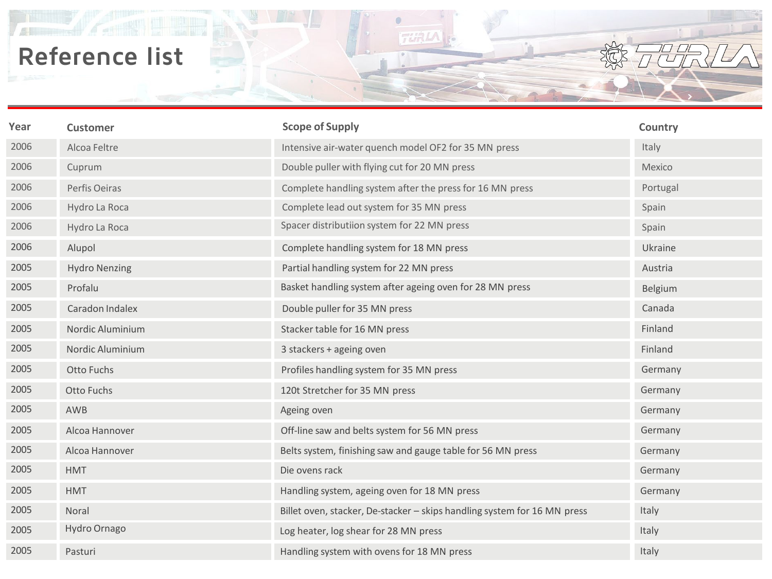# Reference list

| Year | Customer | Scope of Supply | Country |
|---|---|---|---|
| 2006 | Alcoa Feltre | Intensive air-water quench model OF2 for 35 MN press | Italy |
| 2006 | Cuprum | Double puller with flying cut for 20 MN press | Mexico |
| 2006 | Perfis Oeiras | Complete handling system after the press for 16 MN press | Portugal |
| 2006 | Hydro La Roca | Complete lead out system for 35 MN press | Spain |
| 2006 | Hydro La Roca | Spacer distributiion system for 22 MN press | Spain |
| 2006 | Alupol | Complete handling system for 18 MN press | Ukraine |
| 2005 | Hydro Nenzing | Partial handling system for 22 MN press | Austria |
| 2005 | Profalu | Basket handling system after ageing oven for 28 MN press | Belgium |
| 2005 | Caradon Indalex | Double puller for 35 MN press | Canada |
| 2005 | Nordic Aluminium | Stacker table for 16 MN press | Finland |
| 2005 | Nordic Aluminium | 3 stackers + ageing oven | Finland |
| 2005 | Otto Fuchs | Profiles handling system for 35 MN press | Germany |
| 2005 | Otto Fuchs | 120t Stretcher for 35 MN press | Germany |
| 2005 | AWB | Ageing oven | Germany |
| 2005 | Alcoa Hannover | Off-line saw and belts system for 56 MN press | Germany |
| 2005 | Alcoa Hannover | Belts system, finishing saw and gauge table for 56 MN press | Germany |
| 2005 | HMT | Die ovens rack | Germany |
| 2005 | HMT | Handling system, ageing oven for 18 MN press | Germany |
| 2005 | Noral | Billet oven, stacker, De-stacker – skips handling system for 16 MN press | Italy |
| 2005 | Hydro Ornago | Log heater, log shear for 28 MN press | Italy |
| 2005 | Pasturi | Handling system with ovens for 18 MN press | Italy |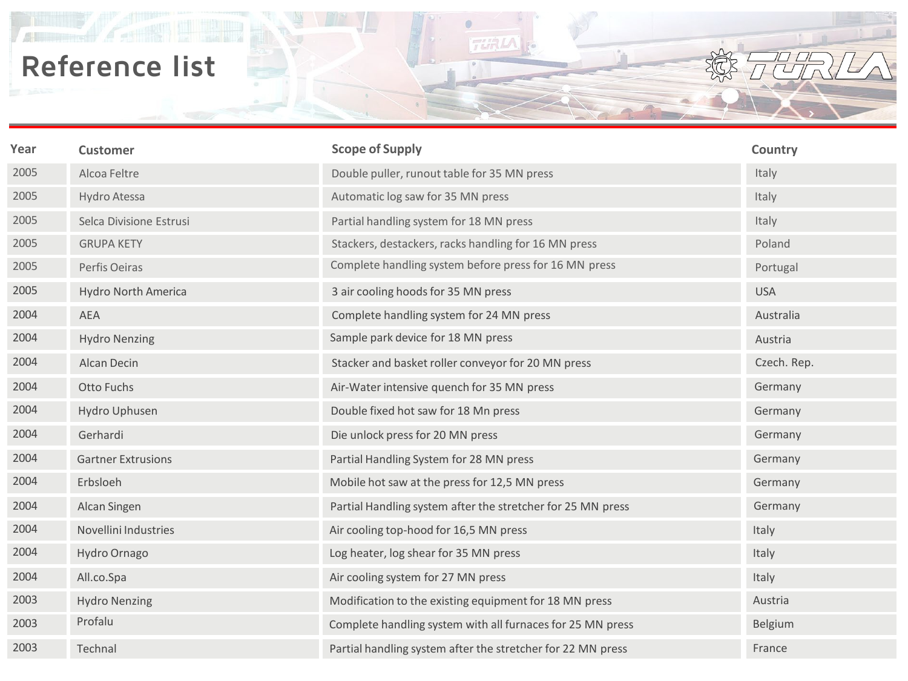# Reference list

| Year | Customer | Scope of Supply | Country |
|---|---|---|---|
| 2005 | Alcoa Feltre | Double puller, runout table for 35 MN press | Italy |
| 2005 | Hydro Atessa | Automatic log saw for 35 MN press | Italy |
| 2005 | Selca Divisione Estrusi | Partial handling system for 18 MN press | Italy |
| 2005 | GRUPA KETY | Stackers, destackers, racks handling for 16 MN press | Poland |
| 2005 | Perfis Oeiras | Complete handling system before press for 16 MN press | Portugal |
| 2005 | Hydro North America | 3 air cooling hoods for 35 MN press | USA |
| 2004 | AEA | Complete handling system for 24 MN press | Australia |
| 2004 | Hydro Nenzing | Sample park device for 18 MN press | Austria |
| 2004 | Alcan Decin | Stacker and basket roller conveyor for 20 MN press | Czech. Rep. |
| 2004 | Otto Fuchs | Air-Water intensive quench for 35 MN press | Germany |
| 2004 | Hydro Uphusen | Double fixed hot saw for 18 Mn press | Germany |
| 2004 | Gerhardi | Die unlock press for 20 MN press | Germany |
| 2004 | Gartner Extrusions | Partial Handling System for 28 MN press | Germany |
| 2004 | Erbsloeh | Mobile hot saw at the press for 12,5 MN press | Germany |
| 2004 | Alcan Singen | Partial Handling system after the stretcher for 25 MN press | Germany |
| 2004 | Novellini Industries | Air cooling top-hood for 16,5 MN press | Italy |
| 2004 | Hydro Ornago | Log heater, log shear for 35 MN press | Italy |
| 2004 | All.co.Spa | Air cooling system for 27 MN press | Italy |
| 2003 | Hydro Nenzing | Modification to the existing equipment for 18 MN press | Austria |
| 2003 | Profalu | Complete handling system with all furnaces for 25 MN press | Belgium |
| 2003 | Technal | Partial handling system after the stretcher for 22 MN press | France |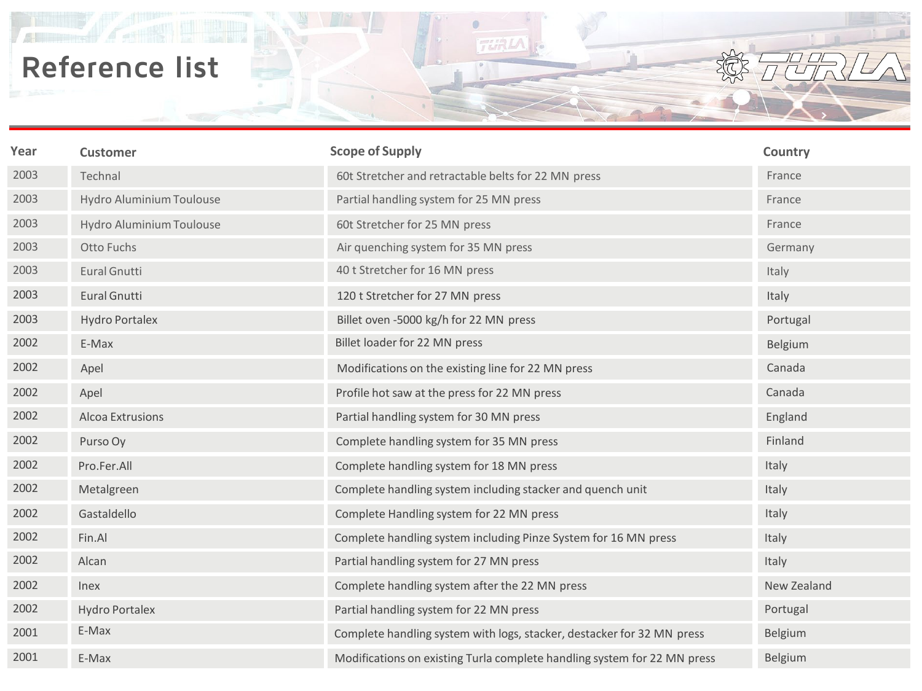# Reference list

| Year | Customer | Scope of Supply | Country |
|---|---|---|---|
| 2003 | Technal | 60t Stretcher and retractable belts for 22 MN press | France |
| 2003 | Hydro Aluminium Toulouse | Partial handling system for 25 MN press | France |
| 2003 | Hydro Aluminium Toulouse | 60t Stretcher for 25 MN press | France |
| 2003 | Otto Fuchs | Air quenching system for 35 MN press | Germany |
| 2003 | Eural Gnutti | 40 t Stretcher for 16 MN press | Italy |
| 2003 | Eural Gnutti | 120 t Stretcher for 27 MN press | Italy |
| 2003 | Hydro Portalex | Billet oven -5000 kg/h for 22 MN press | Portugal |
| 2002 | E-Max | Billet loader for 22 MN press | Belgium |
| 2002 | Apel | Modifications on the existing line for 22 MN press | Canada |
| 2002 | Apel | Profile hot saw at the press for 22 MN press | Canada |
| 2002 | Alcoa Extrusions | Partial handling system for 30 MN press | England |
| 2002 | Purso Oy | Complete handling system for 35 MN press | Finland |
| 2002 | Pro.Fer.All | Complete handling system for 18 MN press | Italy |
| 2002 | Metalgreen | Complete handling system including stacker and quench unit | Italy |
| 2002 | Gastaldello | Complete Handling system for 22 MN press | Italy |
| 2002 | Fin.Al | Complete handling system including Pinze System for 16 MN press | Italy |
| 2002 | Alcan | Partial handling system for 27 MN press | Italy |
| 2002 | Inex | Complete handling system after the 22 MN press | New Zealand |
| 2002 | Hydro Portalex | Partial handling system for 22 MN press | Portugal |
| 2001 | E-Max | Complete handling system with logs, stacker, destacker for 32 MN press | Belgium |
| 2001 | E-Max | Modifications on existing Turla complete handling system for 22 MN press | Belgium |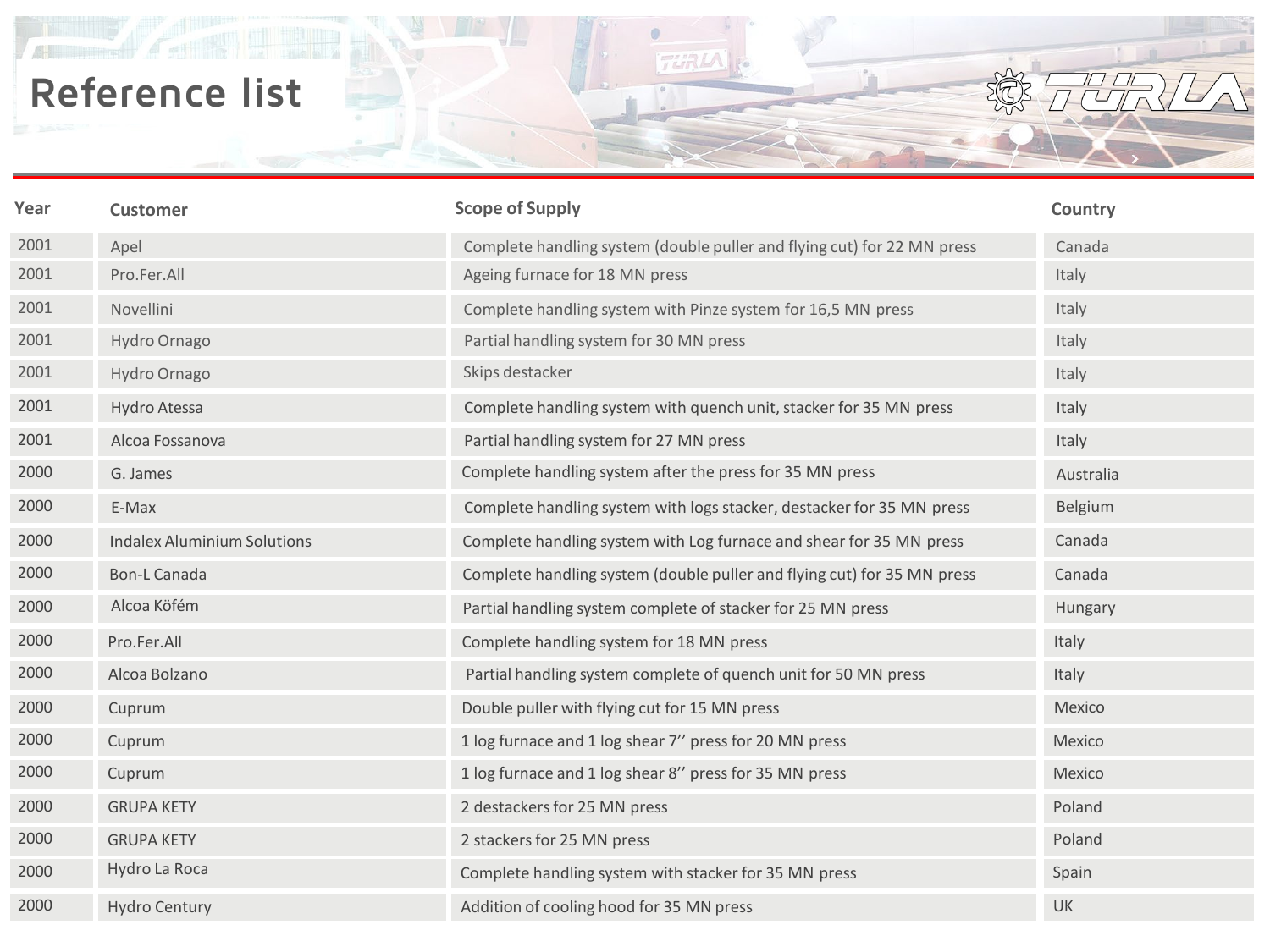# Reference list

| Year | Customer | Scope of Supply | Country |
|---|---|---|---|
| 2001 | Apel | Complete handling system (double puller and flying cut) for 22 MN press | Canada |
| 2001 | Pro.Fer.All | Ageing furnace for 18 MN press | Italy |
| 2001 | Novellini | Complete handling system with Pinze system for 16,5 MN press | Italy |
| 2001 | Hydro Ornago | Partial handling system for 30 MN press | Italy |
| 2001 | Hydro Ornago | Skips destacker | Italy |
| 2001 | Hydro Atessa | Complete handling system with quench unit, stacker for 35 MN press | Italy |
| 2001 | Alcoa Fossanova | Partial handling system for 27 MN press | Italy |
| 2000 | G. James | Complete handling system after the press for 35 MN press | Australia |
| 2000 | E-Max | Complete handling system with logs stacker, destacker for 35 MN press | Belgium |
| 2000 | Indalex Aluminium Solutions | Complete handling system with Log furnace and shear for 35 MN press | Canada |
| 2000 | Bon-L Canada | Complete handling system (double puller and flying cut) for 35 MN press | Canada |
| 2000 | Alcoa Köfém | Partial handling system complete of stacker for 25 MN press | Hungary |
| 2000 | Pro.Fer.All | Complete handling system for 18 MN press | Italy |
| 2000 | Alcoa Bolzano | Partial handling system complete of quench unit for 50 MN press | Italy |
| 2000 | Cuprum | Double puller with flying cut for 15 MN press | Mexico |
| 2000 | Cuprum | 1 log furnace and 1 log shear 7’’ press for 20 MN press | Mexico |
| 2000 | Cuprum | 1 log furnace and 1 log shear 8’’ press for 35 MN press | Mexico |
| 2000 | GRUPA KETY | 2 destackers for 25 MN press | Poland |
| 2000 | GRUPA KETY | 2 stackers for 25 MN press | Poland |
| 2000 | Hydro La Roca | Complete handling system with stacker for 35 MN press | Spain |
| 2000 | Hydro Century | Addition of cooling hood for 35 MN press | UK |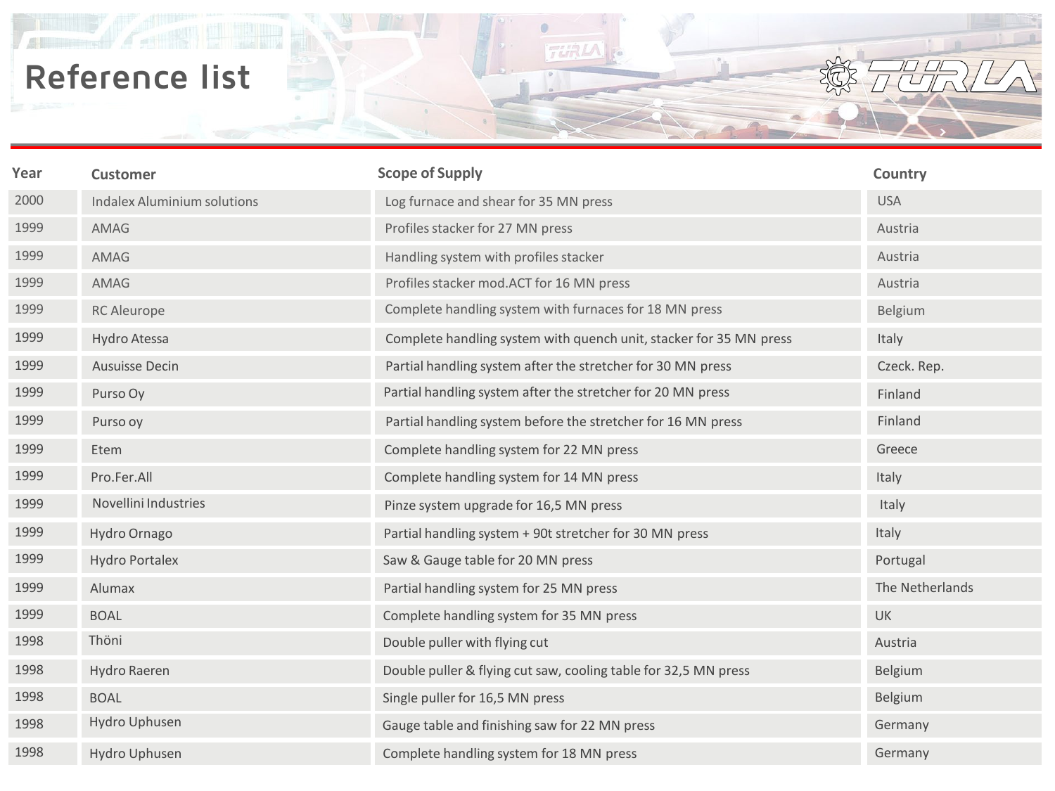# Reference list

| Year | Customer | Scope of Supply | Country |
|---|---|---|---|
| 2000 | Indalex Aluminium solutions | Log furnace and shear for 35 MN press | USA |
| 1999 | AMAG | Profiles stacker for 27 MN press | Austria |
| 1999 | AMAG | Handling system with profiles stacker | Austria |
| 1999 | AMAG | Profiles stacker mod.ACT for 16 MN press | Austria |
| 1999 | RC Aleurope | Complete handling system with furnaces for 18 MN press | Belgium |
| 1999 | Hydro Atessa | Complete handling system with quench unit, stacker for 35 MN press | Italy |
| 1999 | Ausuisse Decin | Partial handling system after the stretcher for 30 MN press | Czeck. Rep. |
| 1999 | Purso Oy | Partial handling system after the stretcher for 20 MN press | Finland |
| 1999 | Purso oy | Partial handling system before the stretcher for 16 MN press | Finland |
| 1999 | Etem | Complete handling system for 22 MN press | Greece |
| 1999 | Pro.Fer.All | Complete handling system for 14 MN press | Italy |
| 1999 | Novellini Industries | Pinze system upgrade for 16,5 MN press | Italy |
| 1999 | Hydro Ornago | Partial handling system + 90t stretcher for 30 MN press | Italy |
| 1999 | Hydro Portalex | Saw & Gauge table for 20 MN press | Portugal |
| 1999 | Alumax | Partial handling system for 25 MN press | The Netherlands |
| 1999 | BOAL | Complete handling system for 35 MN press | UK |
| 1998 | Thöni | Double puller with flying cut | Austria |
| 1998 | Hydro Raeren | Double puller & flying cut saw, cooling table for 32,5 MN press | Belgium |
| 1998 | BOAL | Single puller for 16,5 MN press | Belgium |
| 1998 | Hydro Uphusen | Gauge table and finishing saw for 22 MN press | Germany |
| 1998 | Hydro Uphusen | Complete handling system for 18 MN press | Germany |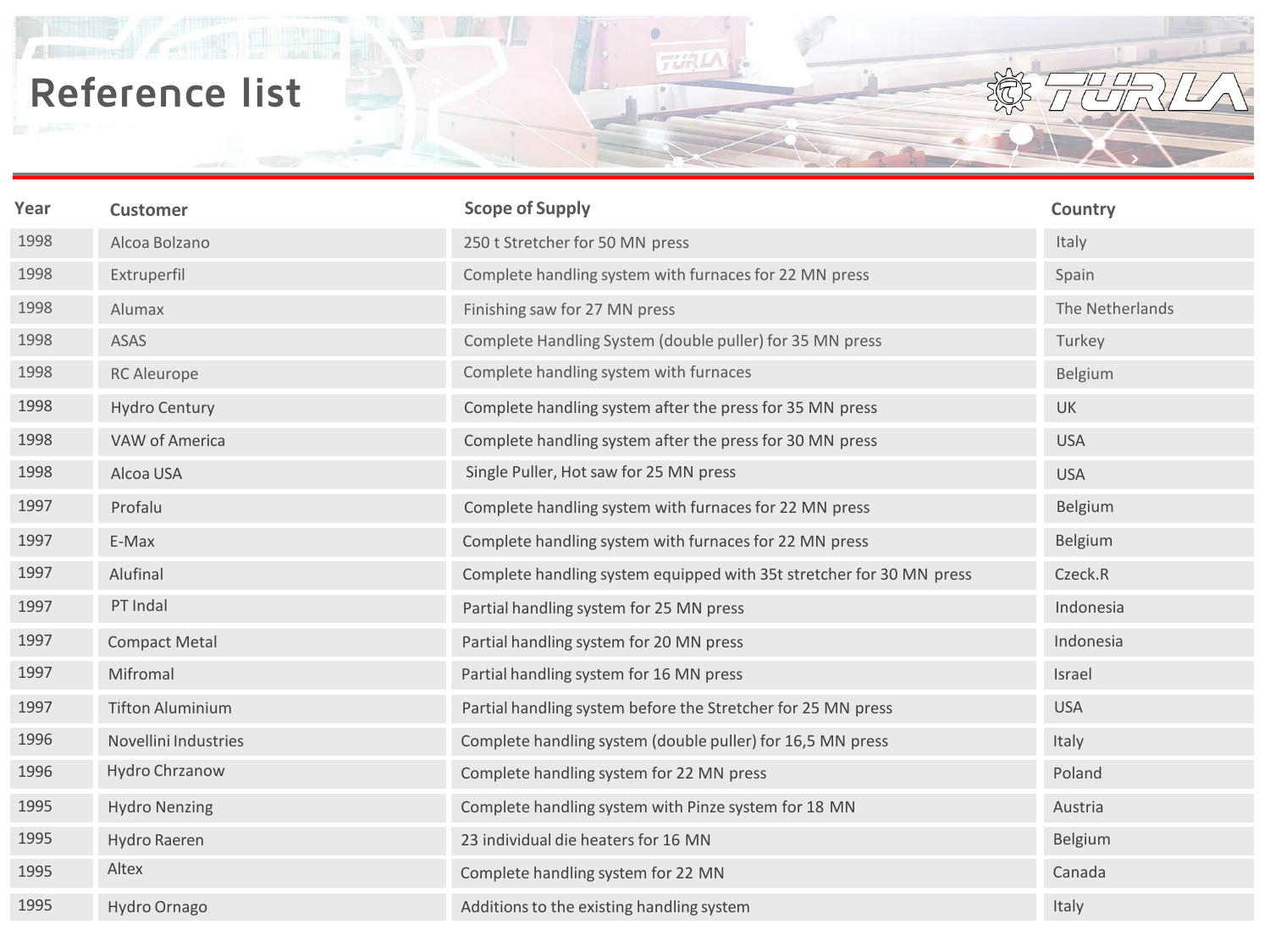# Reference list

| Year | Customer | Scope of Supply | Country |
|---|---|---|---|
| 1998 | Alcoa Bolzano | 250 t Stretcher for 50 MN press | Italy |
| 1998 | Extruperfil | Complete handling system with furnaces for 22 MN press | Spain |
| 1998 | Alumax | Finishing saw for 27 MN press | The Netherlands |
| 1998 | ASAS | Complete Handling System (double puller) for 35 MN press | Turkey |
| 1998 | RC Aleurope | Complete handling system with furnaces | Belgium |
| 1998 | Hydro Century | Complete handling system after the press for 35 MN press | UK |
| 1998 | VAW of America | Complete handling system after the press for 30 MN press | USA |
| 1998 | Alcoa USA | Single Puller, Hot saw for 25 MN press | USA |
| 1997 | Profalu | Complete handling system with furnaces for 22 MN press | Belgium |
| 1997 | E-Max | Complete handling system with furnaces for 22 MN press | Belgium |
| 1997 | Alufinal | Complete handling system equipped with 35t stretcher for 30 MN press | Czeck.R |
| 1997 | PT Indal | Partial handling system for 25 MN press | Indonesia |
| 1997 | Compact Metal | Partial handling system for 20 MN press | Indonesia |
| 1997 | Mifromal | Partial handling system for 16 MN press | Israel |
| 1997 | Tifton Aluminium | Partial handling system before the Stretcher for 25 MN press | USA |
| 1996 | Novellini Industries | Complete handling system (double puller) for 16,5 MN press | Italy |
| 1996 | Hydro Chrzanow | Complete handling system for 22 MN press | Poland |
| 1995 | Hydro Nenzing | Complete handling system with Pinze system for 18 MN | Austria |
| 1995 | Hydro Raeren | 23 individual die heaters for 16 MN | Belgium |
| 1995 | Altex | Complete handling system for 22 MN | Canada |
| 1995 | Hydro Ornago | Additions to the existing handling system | Italy |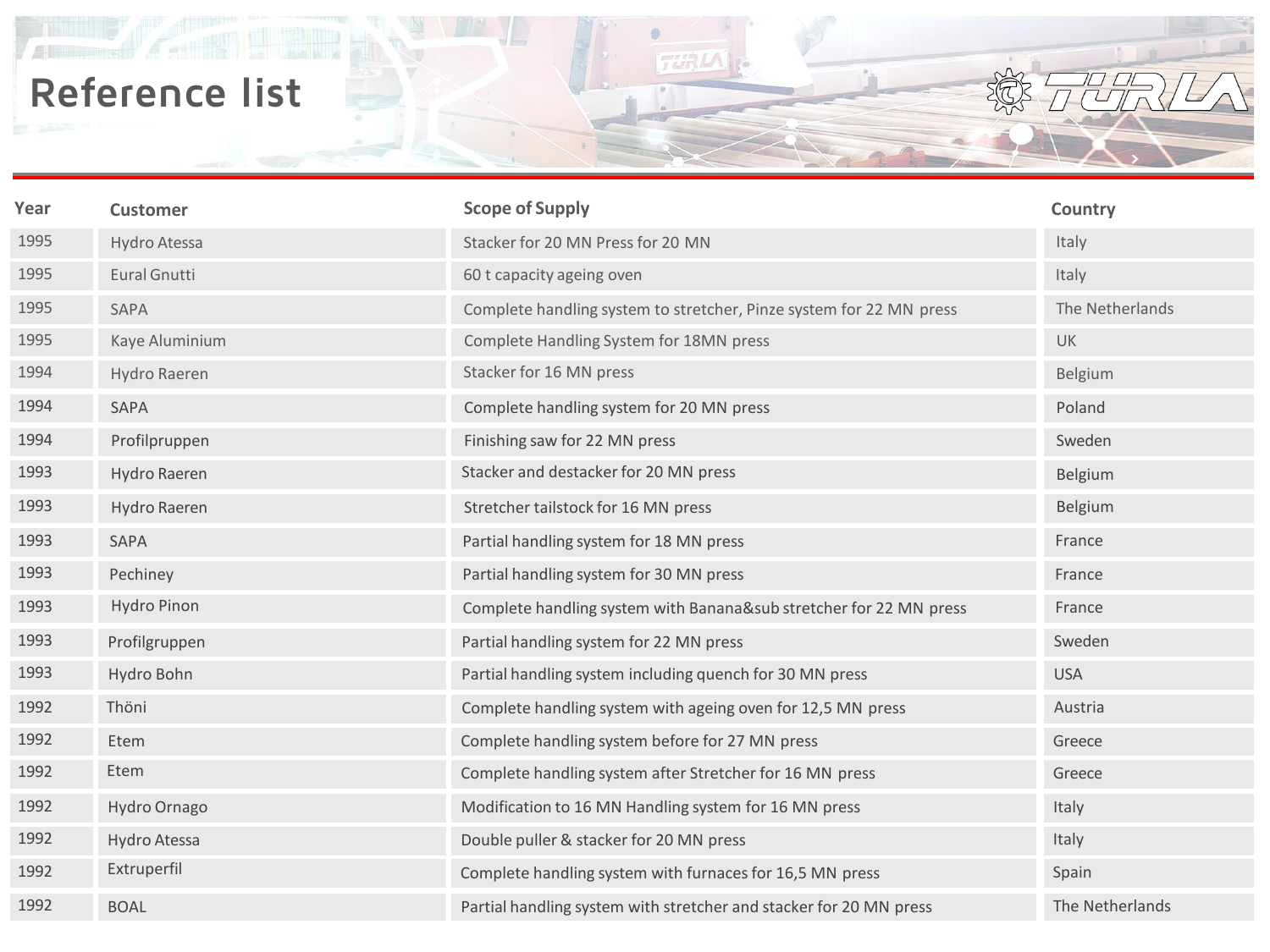# Reference list

| Year | Customer | Scope of Supply | Country |
|---|---|---|---|
| 1995 | Hydro Atessa | Stacker for 20 MN Press for 20 MN | Italy |
| 1995 | Eural Gnutti | 60 t capacity ageing oven | Italy |
| 1995 | SAPA | Complete handling system to stretcher, Pinze system for 22 MN press | The Netherlands |
| 1995 | Kaye Aluminium | Complete Handling System for 18MN press | UK |
| 1994 | Hydro Raeren | Stacker for 16 MN press | Belgium |
| 1994 | SAPA | Complete handling system for 20 MN press | Poland |
| 1994 | Profilpruppen | Finishing saw for 22 MN press | Sweden |
| 1993 | Hydro Raeren | Stacker and destacker for 20 MN press | Belgium |
| 1993 | Hydro Raeren | Stretcher tailstock for 16 MN press | Belgium |
| 1993 | SAPA | Partial handling system for 18 MN press | France |
| 1993 | Pechiney | Partial handling system for 30 MN press | France |
| 1993 | Hydro Pinon | Complete handling system with Banana&sub stretcher for 22 MN press | France |
| 1993 | Profilgruppen | Partial handling system for 22 MN press | Sweden |
| 1993 | Hydro Bohn | Partial handling system including quench for 30 MN press | USA |
| 1992 | Thöni | Complete handling system with ageing oven for 12,5 MN press | Austria |
| 1992 | Etem | Complete handling system before for 27 MN press | Greece |
| 1992 | Etem | Complete handling system after Stretcher for 16 MN press | Greece |
| 1992 | Hydro Ornago | Modification to 16 MN Handling system for 16 MN press | Italy |
| 1992 | Hydro Atessa | Double puller & stacker for 20 MN press | Italy |
| 1992 | Extruperfil | Complete handling system with furnaces for 16,5 MN press | Spain |
| 1992 | BOAL | Partial handling system with stretcher and stacker for 20 MN press | The Netherlands |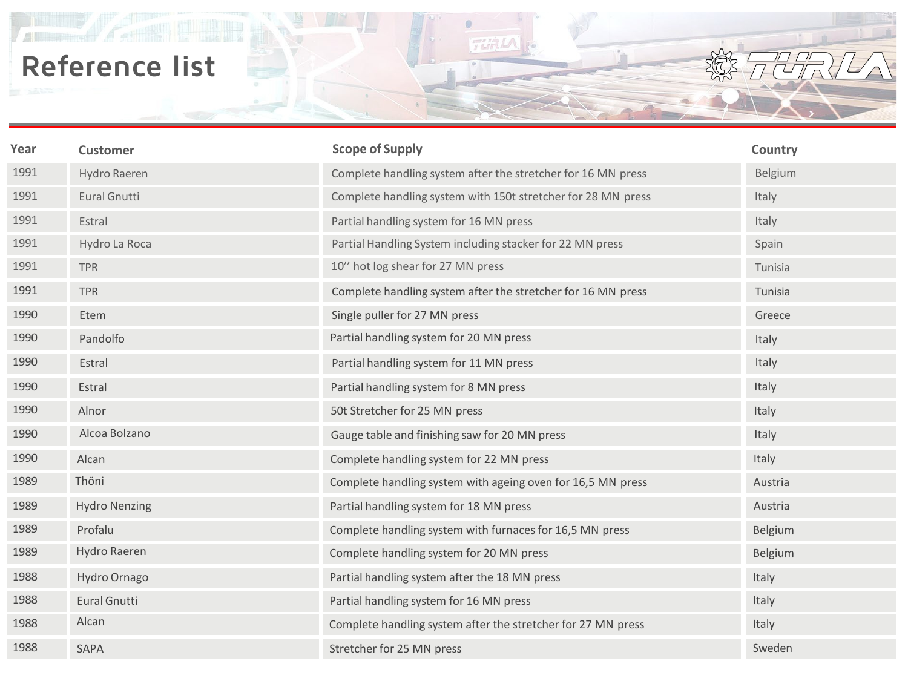# Reference list

| Year | Customer | Scope of Supply | Country |
|---|---|---|---|
| 1991 | Hydro Raeren | Complete handling system after the stretcher for 16 MN press | Belgium |
| 1991 | Eural Gnutti | Complete handling system with 150t stretcher for 28 MN press | Italy |
| 1991 | Estral | Partial handling system for 16 MN press | Italy |
| 1991 | Hydro La Roca | Partial Handling System including stacker for 22 MN press | Spain |
| 1991 | TPR | 10'' hot log shear for 27 MN press | Tunisia |
| 1991 | TPR | Complete handling system after the stretcher for 16 MN press | Tunisia |
| 1990 | Etem | Single puller for 27 MN press | Greece |
| 1990 | Pandolfo | Partial handling system for 20 MN press | Italy |
| 1990 | Estral | Partial handling system for 11 MN press | Italy |
| 1990 | Estral | Partial handling system for 8 MN press | Italy |
| 1990 | Alnor | 50t Stretcher for 25 MN press | Italy |
| 1990 | Alcoa Bolzano | Gauge table and finishing saw for 20 MN press | Italy |
| 1990 | Alcan | Complete handling system for 22 MN press | Italy |
| 1989 | Thöni | Complete handling system with ageing oven for 16,5 MN press | Austria |
| 1989 | Hydro Nenzing | Partial handling system for 18 MN press | Austria |
| 1989 | Profalu | Complete handling system with furnaces for 16,5 MN press | Belgium |
| 1989 | Hydro Raeren | Complete handling system for 20 MN press | Belgium |
| 1988 | Hydro Ornago | Partial handling system after the 18 MN press | Italy |
| 1988 | Eural Gnutti | Partial handling system for 16 MN press | Italy |
| 1988 | Alcan | Complete handling system after the stretcher for 27 MN press | Italy |
| 1988 | SAPA | Stretcher for 25 MN press | Sweden |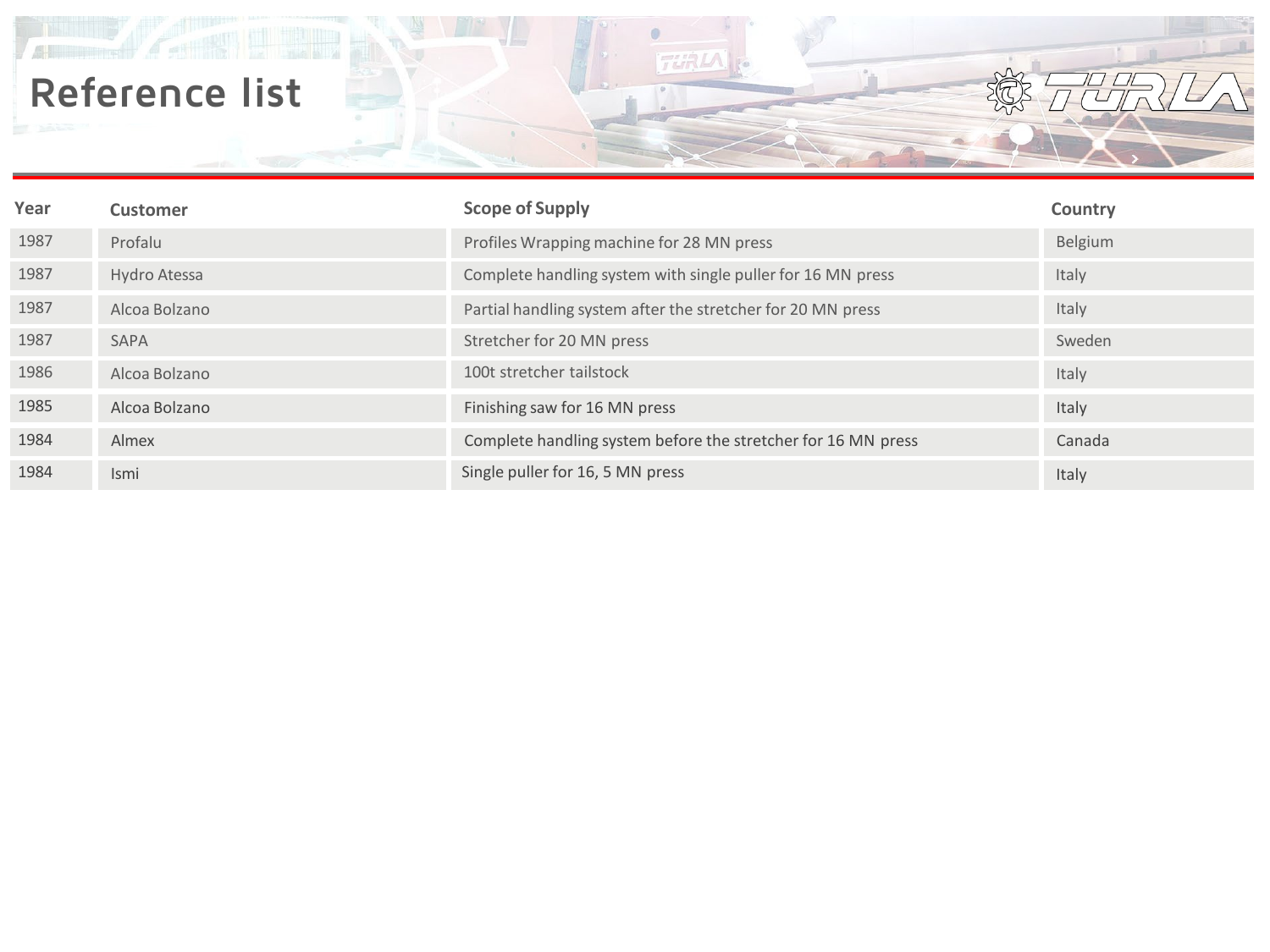# Reference list

| Year | Customer | Scope of Supply | Country |
| --- | --- | --- | --- |
| 1987 | Profalu | Profiles Wrapping machine for 28 MN press | Belgium |
| 1987 | Hydro Atessa | Complete handling system with single puller for 16 MN press | Italy |
| 1987 | Alcoa Bolzano | Partial handling system after the stretcher for 20 MN press | Italy |
| 1987 | SAPA | Stretcher for 20 MN press | Sweden |
| 1986 | Alcoa Bolzano | 100t stretcher tailstock | Italy |
| 1985 | Alcoa Bolzano | Finishing saw for 16 MN press | Italy |
| 1984 | Almex | Complete handling system before the stretcher for 16 MN press | Canada |
| 1984 | Ismi | Single puller for 16, 5 MN press | Italy |